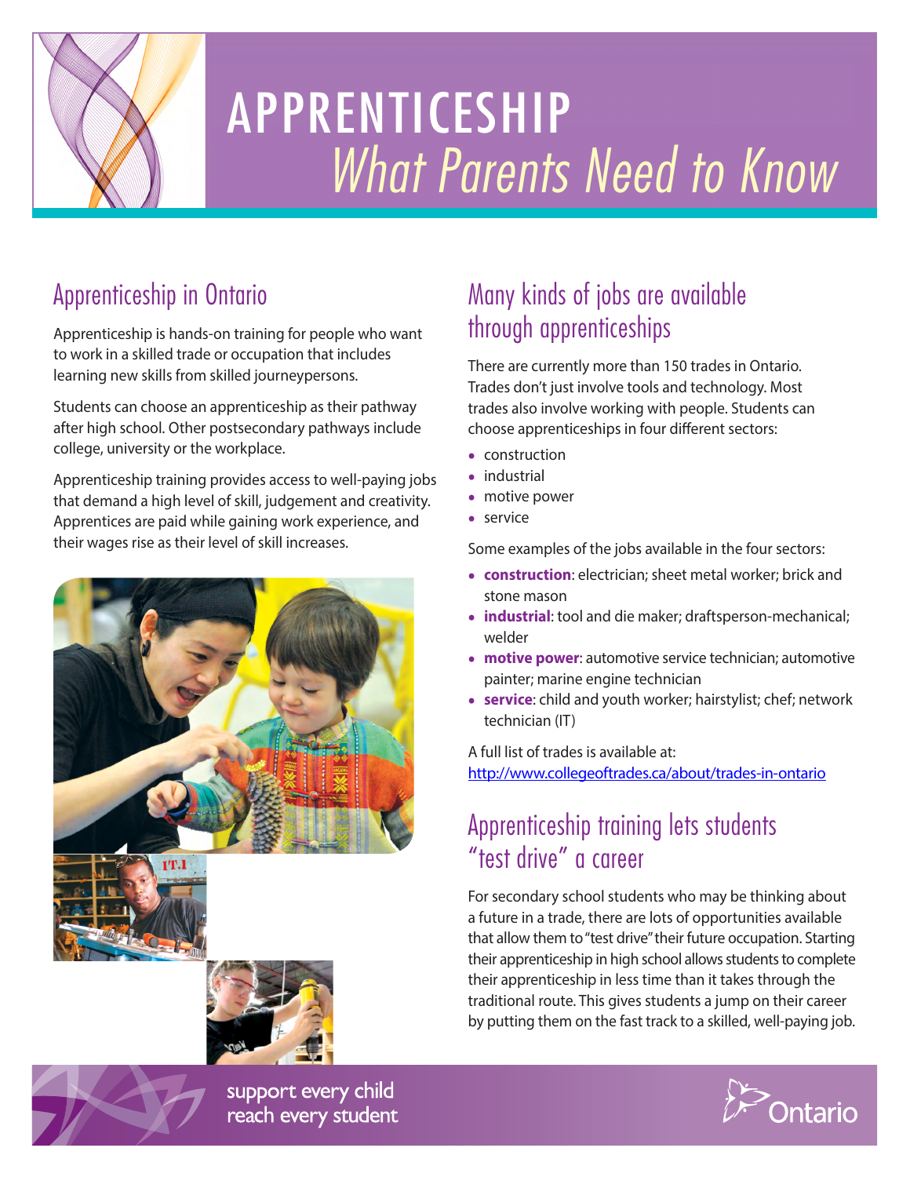# APPRENTICESHIP
## *What Parents Need to Know*

## Apprenticeship in Ontario

Apprenticeship is hands-on training for people who want to work in a skilled trade or occupation that includes learning new skills from skilled journeypersons.

Students can choose an apprenticeship as their pathway after high school. Other postsecondary pathways include college, university or the workplace.

Apprenticeship training provides access to well-paying jobs that demand a high level of skill, judgement and creativity. Apprentices are paid while gaining work experience, and their wages rise as their level of skill increases.

## Many kinds of jobs are available through apprenticeships

There are currently more than 150 trades in Ontario. Trades don't just involve tools and technology. Most trades also involve working with people. Students can choose apprenticeships in four different sectors:

- construction
- industrial
- motive power
- service

Some examples of the jobs available in the four sectors:

- **construction**: electrician; sheet metal worker; brick and stone mason
- **industrial**: tool and die maker; draftsperson-mechanical; welder
- **motive power**: automotive service technician; automotive painter; marine engine technician
- **service**: child and youth worker; hairstylist; chef; network technician (IT)

A full list of trades is available at:
http://www.collegeoftrades.ca/about/trades-in-ontario

## Apprenticeship training lets students "test drive" a career

For secondary school students who may be thinking about a future in a trade, there are lots of opportunities available that allow them to "test drive" their future occupation. Starting their apprenticeship in high school allows students to complete their apprenticeship in less time than it takes through the traditional route. This gives students a jump on their career by putting them on the fast track to a skilled, well-paying job.

support every child
reach every student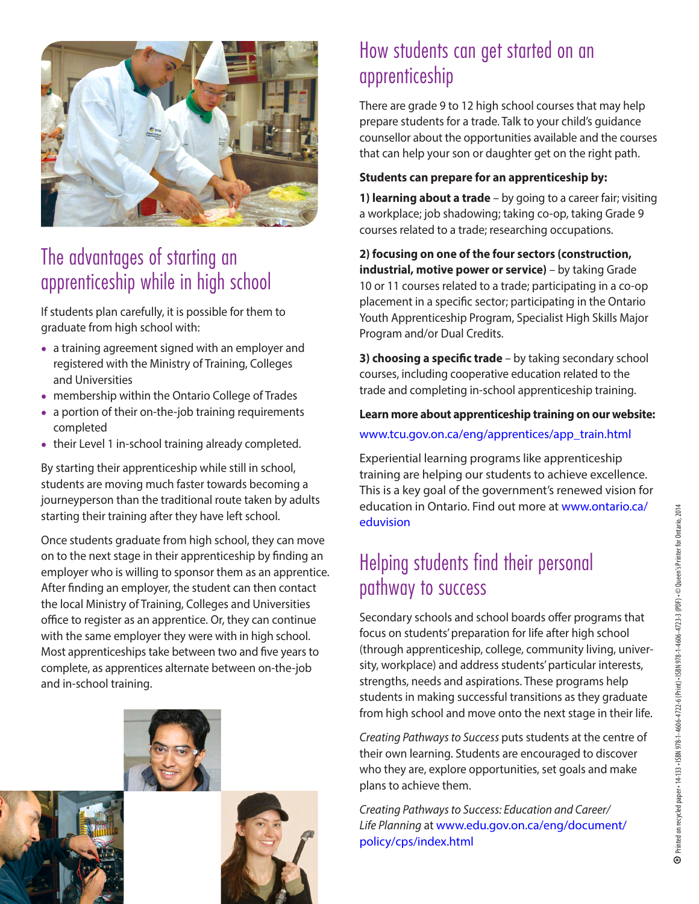## The advantages of starting an apprenticeship while in high school

If students plan carefully, it is possible for them to graduate from high school with:

- a training agreement signed with an employer and registered with the Ministry of Training, Colleges and Universities
- membership within the Ontario College of Trades
- a portion of their on-the-job training requirements completed
- their Level 1 in-school training already completed.

By starting their apprenticeship while still in school, students are moving much faster towards becoming a journeyperson than the traditional route taken by adults starting their training after they have left school.

Once students graduate from high school, they can move on to the next stage in their apprenticeship by finding an employer who is willing to sponsor them as an apprentice. After finding an employer, the student can then contact the local Ministry of Training, Colleges and Universities office to register as an apprentice. Or, they can continue with the same employer they were with in high school. Most apprenticeships take between two and five years to complete, as apprentices alternate between on-the-job and in-school training.

## How students can get started on an apprenticeship

There are grade 9 to 12 high school courses that may help prepare students for a trade. Talk to your child's guidance counsellor about the opportunities available and the courses that can help your son or daughter get on the right path.

**Students can prepare for an apprenticeship by:**

**1) learning about a trade** – by going to a career fair; visiting a workplace; job shadowing; taking co-op, taking Grade 9 courses related to a trade; researching occupations.

**2) focusing on one of the four sectors (construction, industrial, motive power or service)** – by taking Grade 10 or 11 courses related to a trade; participating in a co-op placement in a specific sector; participating in the Ontario Youth Apprenticeship Program, Specialist High Skills Major Program and/or Dual Credits.

**3) choosing a specific trade** – by taking secondary school courses, including cooperative education related to the trade and completing in-school apprenticeship training.

**Learn more about apprenticeship training on our website:**

www.tcu.gov.on.ca/eng/apprentices/app_train.html

Experiential learning programs like apprenticeship training are helping our students to achieve excellence. This is a key goal of the government's renewed vision for education in Ontario. Find out more at www.ontario.ca/eduvision

## Helping students find their personal pathway to success

Secondary schools and school boards offer programs that focus on students' preparation for life after high school (through apprenticeship, college, community living, university, workplace) and address students' particular interests, strengths, needs and aspirations. These programs help students in making successful transitions as they graduate from high school and move onto the next stage in their life.

*Creating Pathways to Success* puts students at the centre of their own learning. Students are encouraged to discover who they are, explore opportunities, set goals and make plans to achieve them.

*Creating Pathways to Success: Education and Career/Life Planning* at www.edu.gov.on.ca/eng/document/policy/cps/index.html

Printed on recycled paper • 14-133 • ISBN 978-1-4606-4722-6 (Print) • ISBN 978-1-4606-4723-3 (PDF) • © Queen's Printer for Ontario, 2014